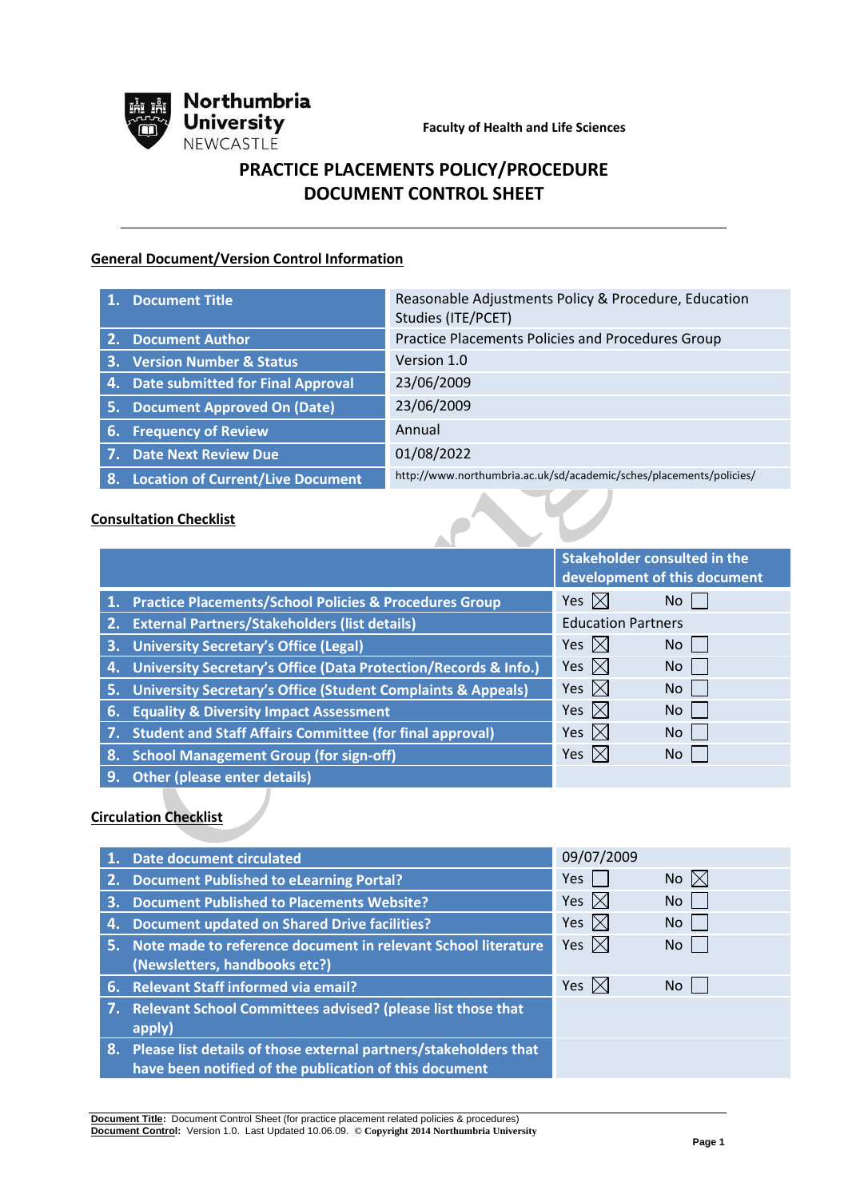Northumbria University NEWCASTLE

Faculty of Health and Life Sciences

# PRACTICE PLACEMENTS POLICY/PROCEDURE DOCUMENT CONTROL SHEET

## General Document/Version Control Information

| | |
|---|---|
| 1. Document Title | Reasonable Adjustments Policy & Procedure, Education Studies (ITE/PCET) |
| 2. Document Author | Practice Placements Policies and Procedures Group |
| 3. Version Number & Status | Version 1.0 |
| 4. Date submitted for Final Approval | 23/06/2009 |
| 5. Document Approved On (Date) | 23/06/2009 |
| 6. Frequency of Review | Annual |
| 7. Date Next Review Due | 01/08/2022 |
| 8. Location of Current/Live Document | http://www.northumbria.ac.uk/sd/academic/sches/placements/policies/ |

## Consultation Checklist

| | Stakeholder consulted in the development of this document |
|---|---|
| 1. Practice Placements/School Policies & Procedures Group | Yes ☒ No ☐ |
| 2. External Partners/Stakeholders (list details) | Education Partners |
| 3. University Secretary's Office (Legal) | Yes ☒ No ☐ |
| 4. University Secretary's Office (Data Protection/Records & Info.) | Yes ☒ No ☐ |
| 5. University Secretary's Office (Student Complaints & Appeals) | Yes ☒ No ☐ |
| 6. Equality & Diversity Impact Assessment | Yes ☒ No ☐ |
| 7. Student and Staff Affairs Committee (for final approval) | Yes ☒ No ☐ |
| 8. School Management Group (for sign-off) | Yes ☒ No ☐ |
| 9. Other (please enter details) | |

## Circulation Checklist

| | |
|---|---|
| 1. Date document circulated | 09/07/2009 |
| 2. Document Published to eLearning Portal? | Yes ☐ No ☒ |
| 3. Document Published to Placements Website? | Yes ☒ No ☐ |
| 4. Document updated on Shared Drive facilities? | Yes ☒ No ☐ |
| 5. Note made to reference document in relevant School literature (Newsletters, handbooks etc?) | Yes ☒ No ☐ |
| 6. Relevant Staff informed via email? | Yes ☒ No ☐ |
| 7. Relevant School Committees advised? (please list those that apply) | |
| 8. Please list details of those external partners/stakeholders that have been notified of the publication of this document | |

**Document Title:** Document Control Sheet (for practice placement related policies & procedures)
**Document Control:** Version 1.0. Last Updated 10.06.09. © Copyright 2014 Northumbria University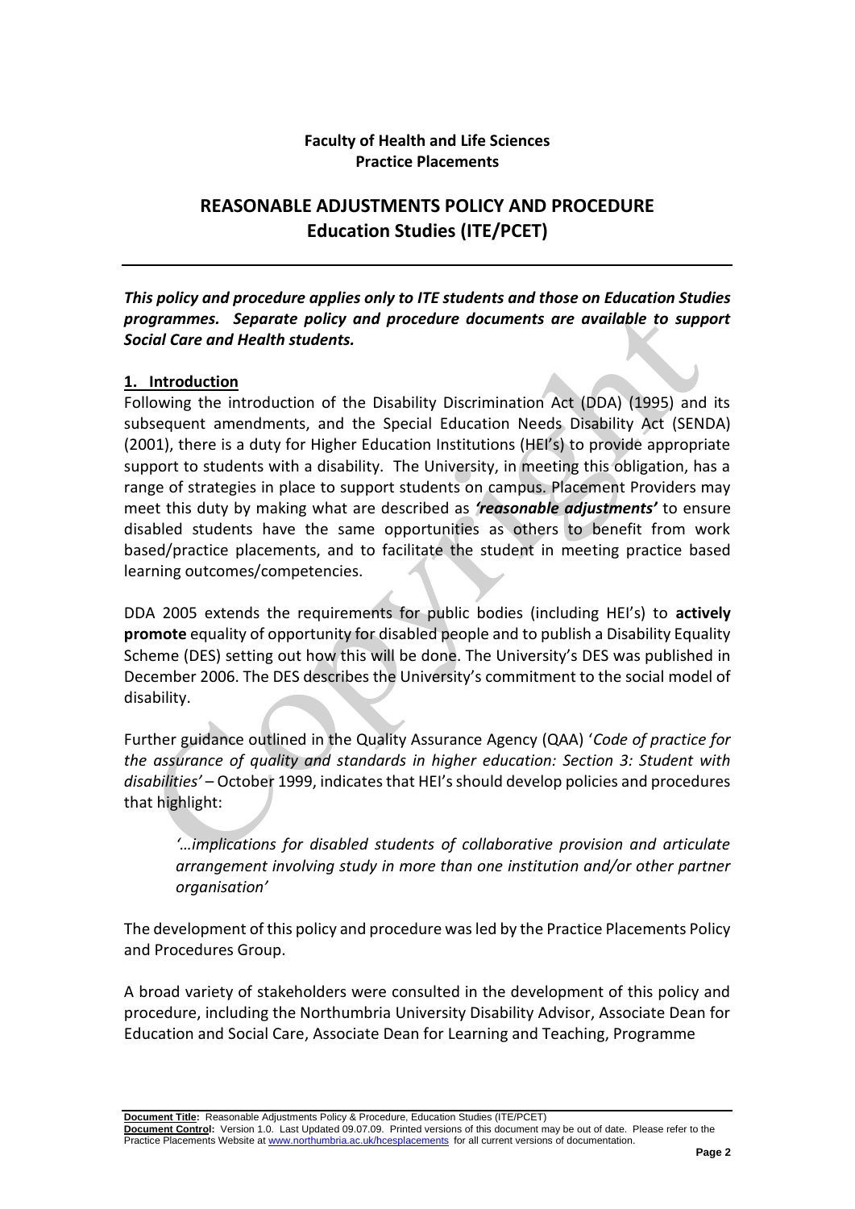**Faculty of Health and Life Sciences**
**Practice Placements**

# REASONABLE ADJUSTMENTS POLICY AND PROCEDURE
## Education Studies (ITE/PCET)

***This policy and procedure applies only to ITE students and those on Education Studies programmes. Separate policy and procedure documents are available to support Social Care and Health students.***

## 1. Introduction

Following the introduction of the Disability Discrimination Act (DDA) (1995) and its subsequent amendments, and the Special Education Needs Disability Act (SENDA) (2001), there is a duty for Higher Education Institutions (HEI's) to provide appropriate support to students with a disability. The University, in meeting this obligation, has a range of strategies in place to support students on campus. Placement Providers may meet this duty by making what are described as ***'reasonable adjustments'*** to ensure disabled students have the same opportunities as others to benefit from work based/practice placements, and to facilitate the student in meeting practice based learning outcomes/competencies.

DDA 2005 extends the requirements for public bodies (including HEI's) to **actively promote** equality of opportunity for disabled people and to publish a Disability Equality Scheme (DES) setting out how this will be done. The University's DES was published in December 2006. The DES describes the University's commitment to the social model of disability.

Further guidance outlined in the Quality Assurance Agency (QAA) '*Code of practice for the assurance of quality and standards in higher education: Section 3: Student with disabilities'* – October 1999, indicates that HEI's should develop policies and procedures that highlight:

> *'…implications for disabled students of collaborative provision and articulate arrangement involving study in more than one institution and/or other partner organisation'*

The development of this policy and procedure was led by the Practice Placements Policy and Procedures Group.

A broad variety of stakeholders were consulted in the development of this policy and procedure, including the Northumbria University Disability Advisor, Associate Dean for Education and Social Care, Associate Dean for Learning and Teaching, Programme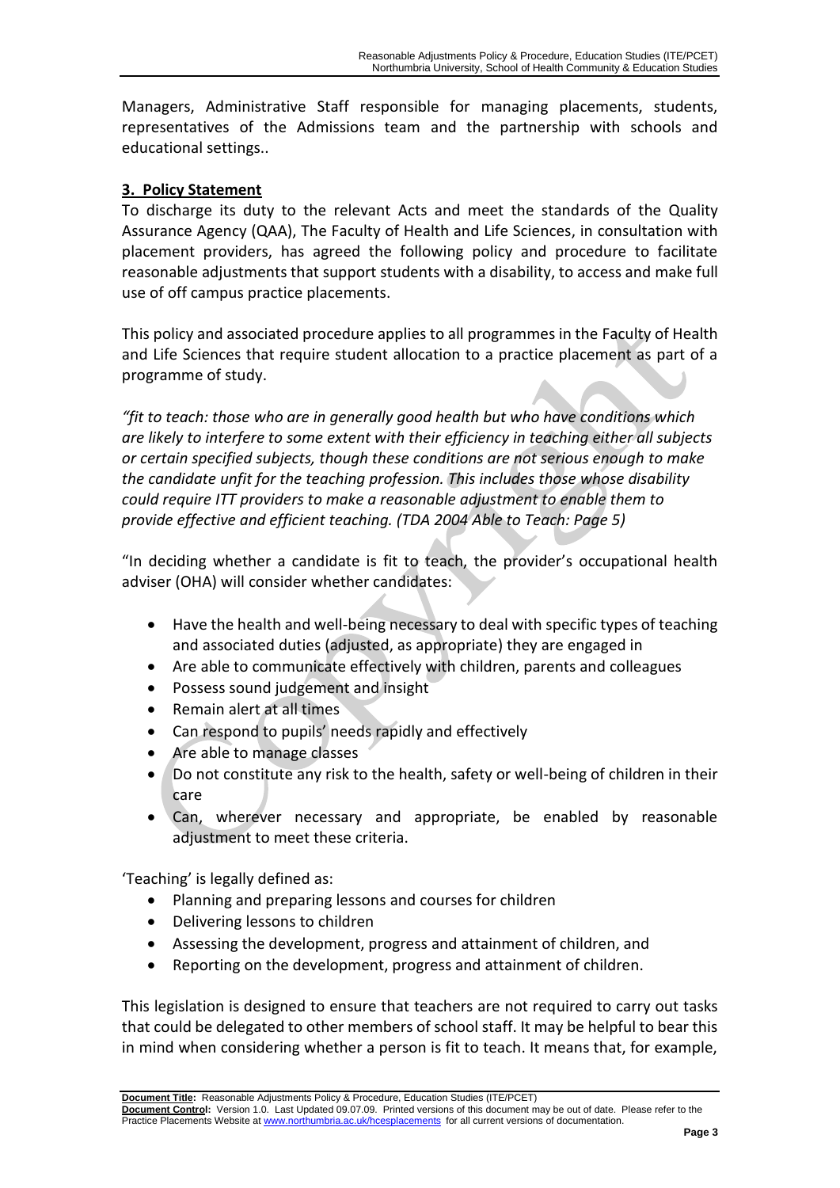Managers, Administrative Staff responsible for managing placements, students, representatives of the Admissions team and the partnership with schools and educational settings..

**3. Policy Statement**

To discharge its duty to the relevant Acts and meet the standards of the Quality Assurance Agency (QAA), The Faculty of Health and Life Sciences, in consultation with placement providers, has agreed the following policy and procedure to facilitate reasonable adjustments that support students with a disability, to access and make full use of off campus practice placements.

This policy and associated procedure applies to all programmes in the Faculty of Health and Life Sciences that require student allocation to a practice placement as part of a programme of study.

*"fit to teach: those who are in generally good health but who have conditions which are likely to interfere to some extent with their efficiency in teaching either all subjects or certain specified subjects, though these conditions are not serious enough to make the candidate unfit for the teaching profession. This includes those whose disability could require ITT providers to make a reasonable adjustment to enable them to provide effective and efficient teaching. (TDA 2004 Able to Teach: Page 5)*

"In deciding whether a candidate is fit to teach, the provider's occupational health adviser (OHA) will consider whether candidates:

- Have the health and well-being necessary to deal with specific types of teaching and associated duties (adjusted, as appropriate) they are engaged in
- Are able to communicate effectively with children, parents and colleagues
- Possess sound judgement and insight
- Remain alert at all times
- Can respond to pupils' needs rapidly and effectively
- Are able to manage classes
- Do not constitute any risk to the health, safety or well-being of children in their care
- Can, wherever necessary and appropriate, be enabled by reasonable adjustment to meet these criteria.

'Teaching' is legally defined as:

- Planning and preparing lessons and courses for children
- Delivering lessons to children
- Assessing the development, progress and attainment of children, and
- Reporting on the development, progress and attainment of children.

This legislation is designed to ensure that teachers are not required to carry out tasks that could be delegated to other members of school staff. It may be helpful to bear this in mind when considering whether a person is fit to teach. It means that, for example,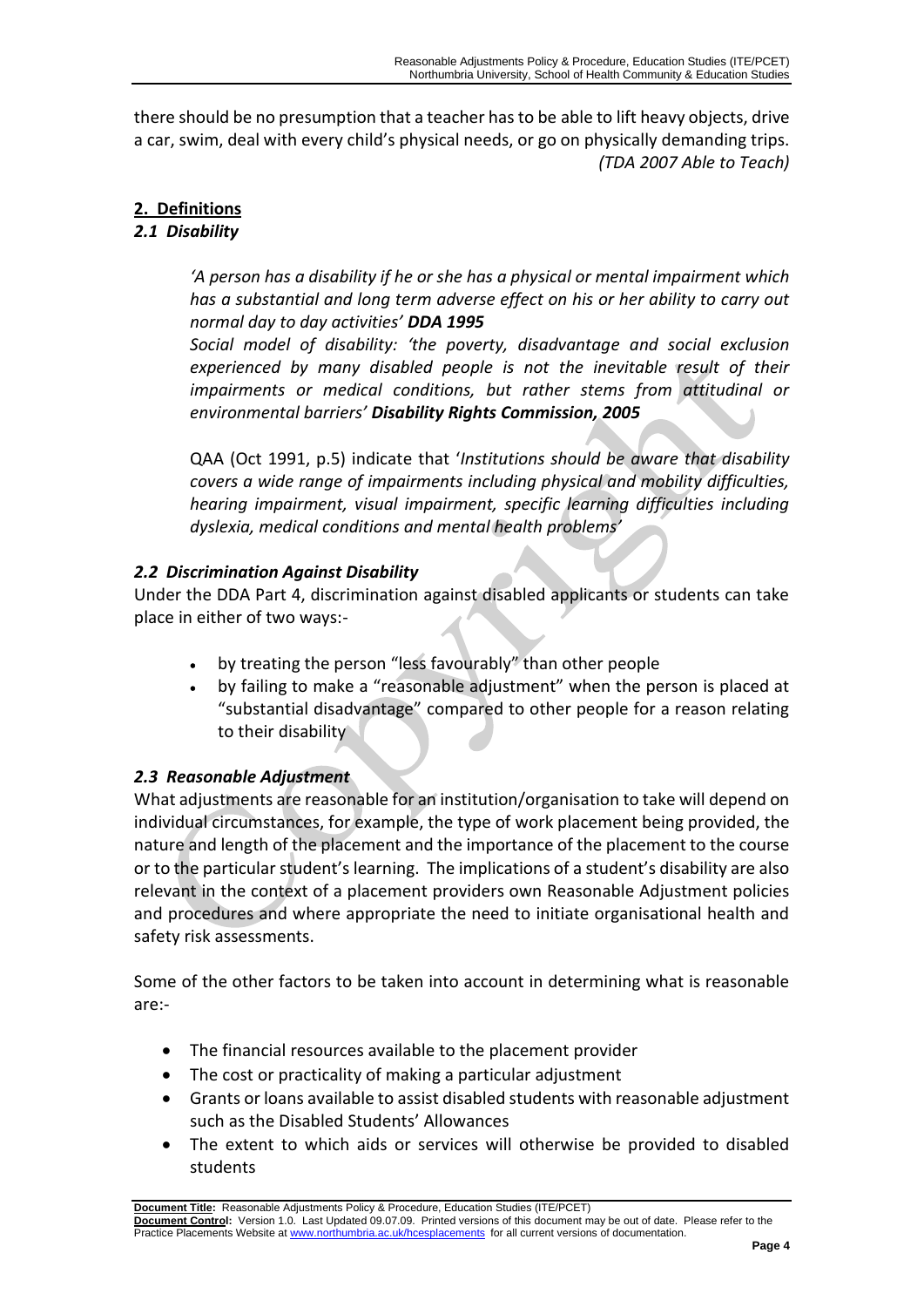there should be no presumption that a teacher has to be able to lift heavy objects, drive a car, swim, deal with every child's physical needs, or go on physically demanding trips. *(TDA 2007 Able to Teach)*

## 2. Definitions

### *2.1 Disability*

> *'A person has a disability if he or she has a physical or mental impairment which has a substantial and long term adverse effect on his or her ability to carry out normal day to day activities'* ***DDA 1995***
>
> *Social model of disability: 'the poverty, disadvantage and social exclusion experienced by many disabled people is not the inevitable result of their impairments or medical conditions, but rather stems from attitudinal or environmental barriers'* ***Disability Rights Commission, 2005***
>
> QAA (Oct 1991, p.5) indicate that '*Institutions should be aware that disability covers a wide range of impairments including physical and mobility difficulties, hearing impairment, visual impairment, specific learning difficulties including dyslexia, medical conditions and mental health problems*'

### *2.2 Discrimination Against Disability*

Under the DDA Part 4, discrimination against disabled applicants or students can take place in either of two ways:-

- by treating the person "less favourably" than other people
- by failing to make a "reasonable adjustment" when the person is placed at "substantial disadvantage" compared to other people for a reason relating to their disability

### *2.3 Reasonable Adjustment*

What adjustments are reasonable for an institution/organisation to take will depend on individual circumstances, for example, the type of work placement being provided, the nature and length of the placement and the importance of the placement to the course or to the particular student's learning. The implications of a student's disability are also relevant in the context of a placement providers own Reasonable Adjustment policies and procedures and where appropriate the need to initiate organisational health and safety risk assessments.

Some of the other factors to be taken into account in determining what is reasonable are:-

- The financial resources available to the placement provider
- The cost or practicality of making a particular adjustment
- Grants or loans available to assist disabled students with reasonable adjustment such as the Disabled Students' Allowances
- The extent to which aids or services will otherwise be provided to disabled students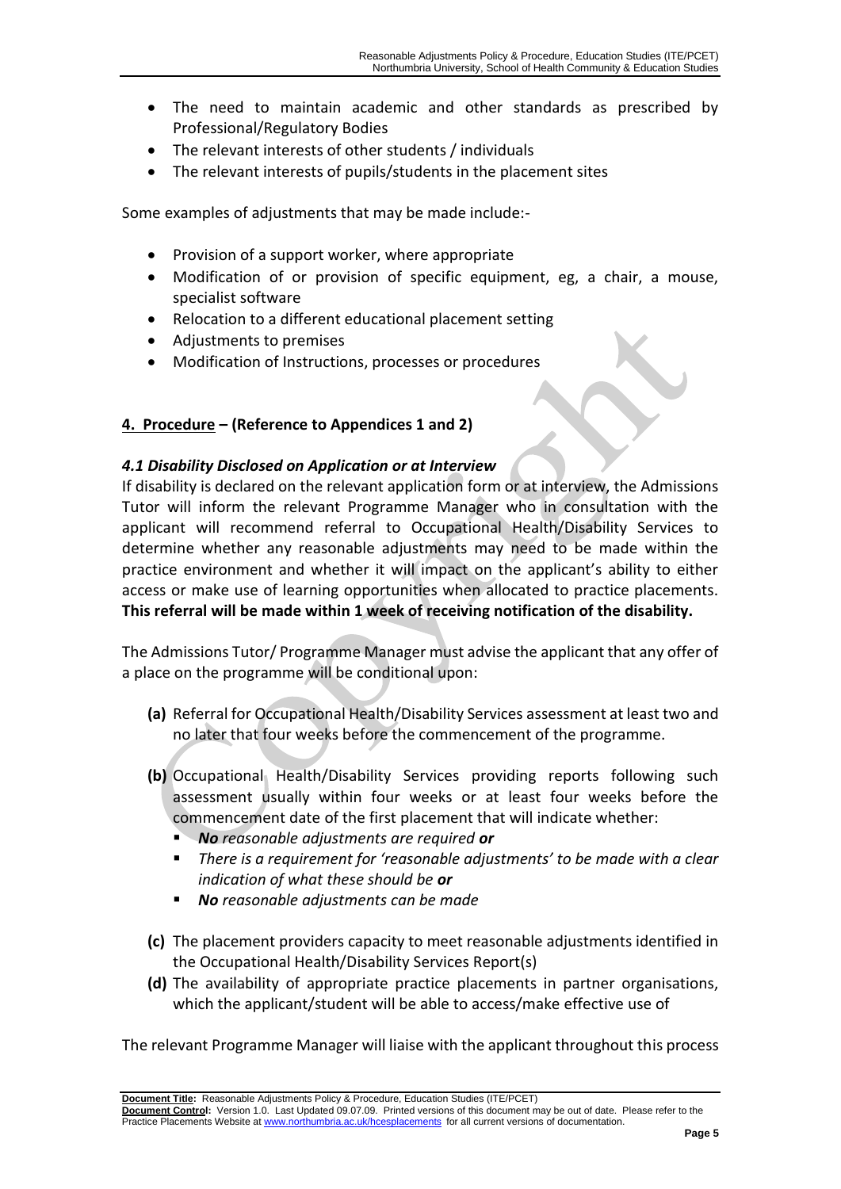- The need to maintain academic and other standards as prescribed by Professional/Regulatory Bodies
- The relevant interests of other students / individuals
- The relevant interests of pupils/students in the placement sites

Some examples of adjustments that may be made include:-

- Provision of a support worker, where appropriate
- Modification of or provision of specific equipment, eg, a chair, a mouse, specialist software
- Relocation to a different educational placement setting
- Adjustments to premises
- Modification of Instructions, processes or procedures

## 4. Procedure – (Reference to Appendices 1 and 2)

### *4.1 Disability Disclosed on Application or at Interview*

If disability is declared on the relevant application form or at interview, the Admissions Tutor will inform the relevant Programme Manager who in consultation with the applicant will recommend referral to Occupational Health/Disability Services to determine whether any reasonable adjustments may need to be made within the practice environment and whether it will impact on the applicant's ability to either access or make use of learning opportunities when allocated to practice placements. **This referral will be made within 1 week of receiving notification of the disability.**

The Admissions Tutor/ Programme Manager must advise the applicant that any offer of a place on the programme will be conditional upon:

**(a)** Referral for Occupational Health/Disability Services assessment at least two and no later that four weeks before the commencement of the programme.

**(b)** Occupational Health/Disability Services providing reports following such assessment usually within four weeks or at least four weeks before the commencement date of the first placement that will indicate whether:

- ***No*** *reasonable adjustments are required* ***or***
- *There is a requirement for 'reasonable adjustments' to be made with a clear indication of what these should be* ***or***
- ***No*** *reasonable adjustments can be made*

**(c)** The placement providers capacity to meet reasonable adjustments identified in the Occupational Health/Disability Services Report(s)

**(d)** The availability of appropriate practice placements in partner organisations, which the applicant/student will be able to access/make effective use of

The relevant Programme Manager will liaise with the applicant throughout this process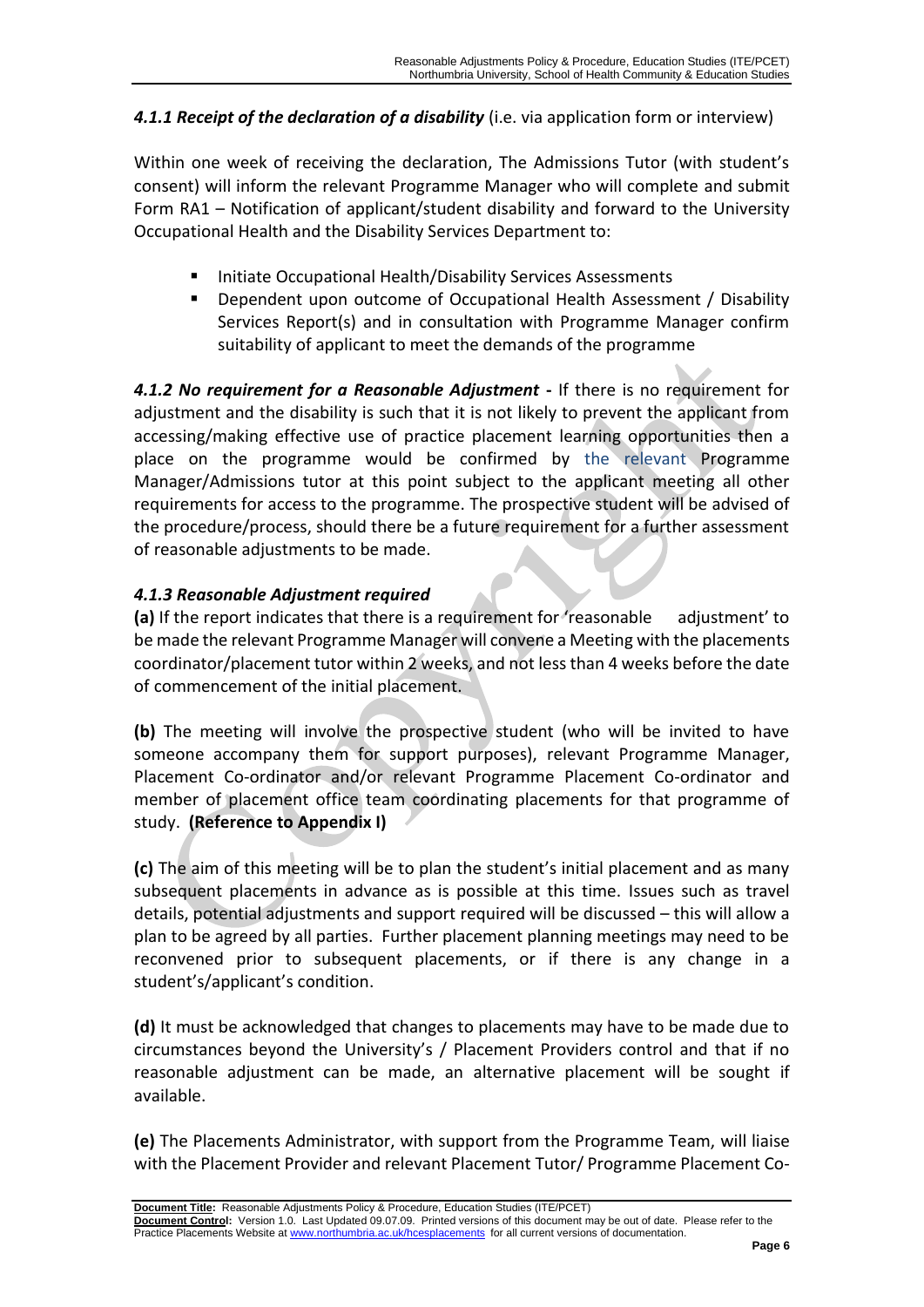*4.1.1 Receipt of the declaration of a disability* (i.e. via application form or interview)

Within one week of receiving the declaration, The Admissions Tutor (with student's consent) will inform the relevant Programme Manager who will complete and submit Form RA1 – Notification of applicant/student disability and forward to the University Occupational Health and the Disability Services Department to:

- Initiate Occupational Health/Disability Services Assessments
- Dependent upon outcome of Occupational Health Assessment / Disability Services Report(s) and in consultation with Programme Manager confirm suitability of applicant to meet the demands of the programme

***4.1.2 No requirement for a Reasonable Adjustment*** **-** If there is no requirement for adjustment and the disability is such that it is not likely to prevent the applicant from accessing/making effective use of practice placement learning opportunities then a place on the programme would be confirmed by the relevant Programme Manager/Admissions tutor at this point subject to the applicant meeting all other requirements for access to the programme. The prospective student will be advised of the procedure/process, should there be a future requirement for a further assessment of reasonable adjustments to be made.

***4.1.3 Reasonable Adjustment required***

**(a)** If the report indicates that there is a requirement for 'reasonable adjustment' to be made the relevant Programme Manager will convene a Meeting with the placements coordinator/placement tutor within 2 weeks, and not less than 4 weeks before the date of commencement of the initial placement.

**(b)** The meeting will involve the prospective student (who will be invited to have someone accompany them for support purposes), relevant Programme Manager, Placement Co-ordinator and/or relevant Programme Placement Co-ordinator and member of placement office team coordinating placements for that programme of study. **(Reference to Appendix I)**

**(c)** The aim of this meeting will be to plan the student's initial placement and as many subsequent placements in advance as is possible at this time. Issues such as travel details, potential adjustments and support required will be discussed – this will allow a plan to be agreed by all parties. Further placement planning meetings may need to be reconvened prior to subsequent placements, or if there is any change in a student's/applicant's condition.

**(d)** It must be acknowledged that changes to placements may have to be made due to circumstances beyond the University's / Placement Providers control and that if no reasonable adjustment can be made, an alternative placement will be sought if available.

**(e)** The Placements Administrator, with support from the Programme Team, will liaise with the Placement Provider and relevant Placement Tutor/ Programme Placement Co-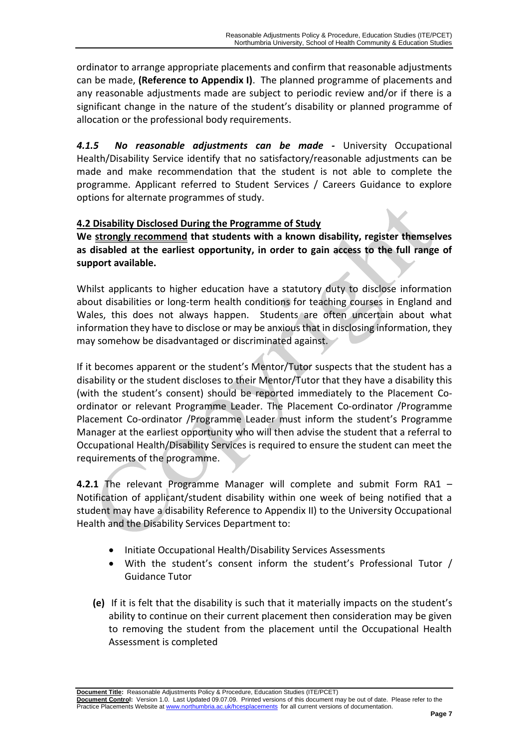ordinator to arrange appropriate placements and confirm that reasonable adjustments can be made, **(Reference to Appendix I)**. The planned programme of placements and any reasonable adjustments made are subject to periodic review and/or if there is a significant change in the nature of the student's disability or planned programme of allocation or the professional body requirements.

***4.1.5 No reasonable adjustments can be made -*** University Occupational Health/Disability Service identify that no satisfactory/reasonable adjustments can be made and make recommendation that the student is not able to complete the programme. Applicant referred to Student Services / Careers Guidance to explore options for alternate programmes of study.

### 4.2 Disability Disclosed During the Programme of Study

**We strongly recommend that students with a known disability, register themselves as disabled at the earliest opportunity, in order to gain access to the full range of support available.**

Whilst applicants to higher education have a statutory duty to disclose information about disabilities or long-term health conditions for teaching courses in England and Wales, this does not always happen. Students are often uncertain about what information they have to disclose or may be anxious that in disclosing information, they may somehow be disadvantaged or discriminated against.

If it becomes apparent or the student's Mentor/Tutor suspects that the student has a disability or the student discloses to their Mentor/Tutor that they have a disability this (with the student's consent) should be reported immediately to the Placement Co-ordinator or relevant Programme Leader. The Placement Co-ordinator /Programme Placement Co-ordinator /Programme Leader must inform the student's Programme Manager at the earliest opportunity who will then advise the student that a referral to Occupational Health/Disability Services is required to ensure the student can meet the requirements of the programme.

**4.2.1** The relevant Programme Manager will complete and submit Form RA1 – Notification of applicant/student disability within one week of being notified that a student may have a disability Reference to Appendix II) to the University Occupational Health and the Disability Services Department to:

- Initiate Occupational Health/Disability Services Assessments
- With the student's consent inform the student's Professional Tutor / Guidance Tutor

**(e)** If it is felt that the disability is such that it materially impacts on the student's ability to continue on their current placement then consideration may be given to removing the student from the placement until the Occupational Health Assessment is completed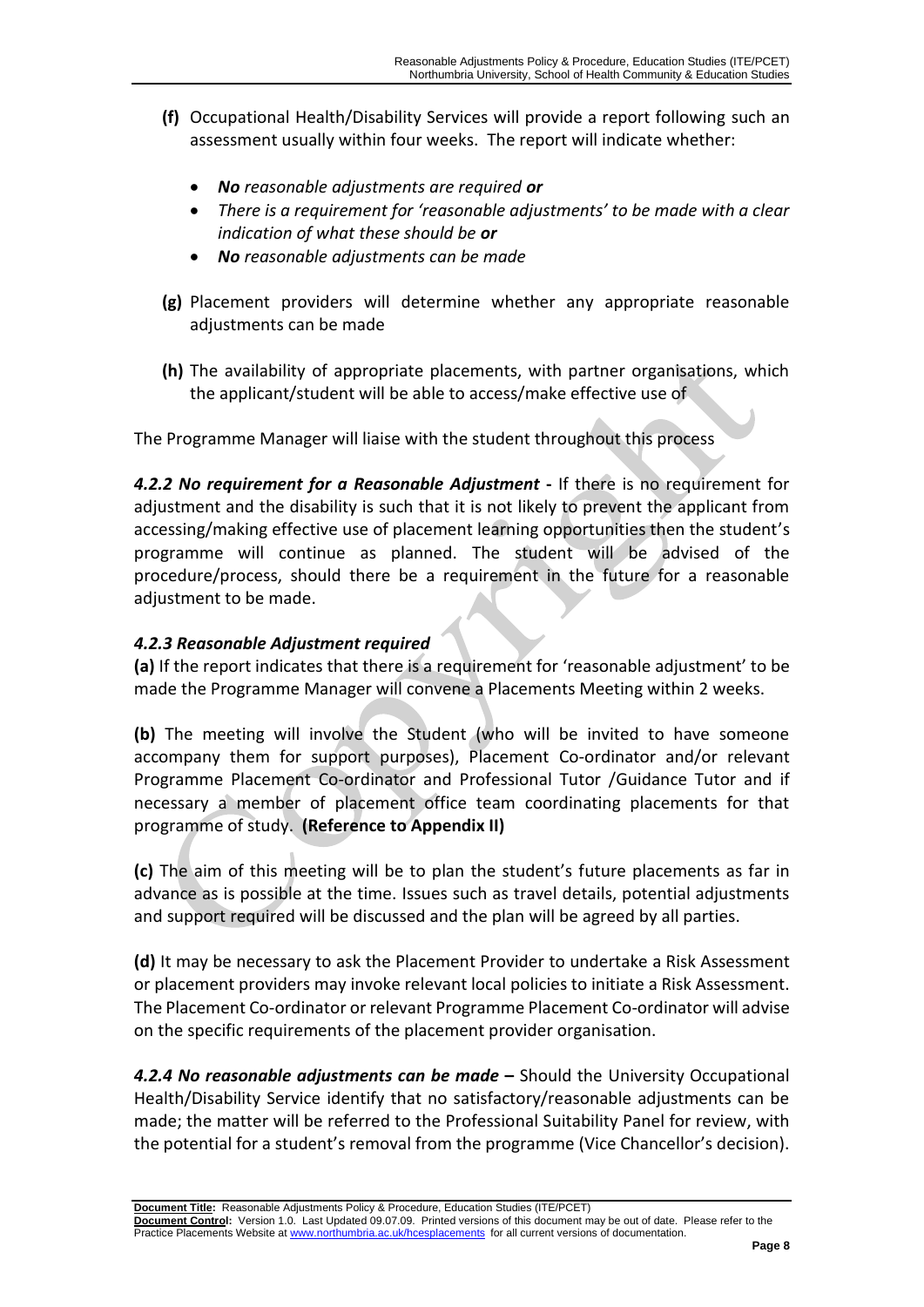**(f)** Occupational Health/Disability Services will provide a report following such an assessment usually within four weeks. The report will indicate whether:

- ***No** reasonable adjustments are required **or***
- *There is a requirement for 'reasonable adjustments' to be made with a clear indication of what these should be **or***
- ***No** reasonable adjustments can be made*

**(g)** Placement providers will determine whether any appropriate reasonable adjustments can be made

**(h)** The availability of appropriate placements, with partner organisations, which the applicant/student will be able to access/make effective use of

The Programme Manager will liaise with the student throughout this process

***4.2.2 No requirement for a Reasonable Adjustment* -** If there is no requirement for adjustment and the disability is such that it is not likely to prevent the applicant from accessing/making effective use of placement learning opportunities then the student's programme will continue as planned. The student will be advised of the procedure/process, should there be a requirement in the future for a reasonable adjustment to be made.

***4.2.3 Reasonable Adjustment required***

**(a)** If the report indicates that there is a requirement for 'reasonable adjustment' to be made the Programme Manager will convene a Placements Meeting within 2 weeks.

**(b)** The meeting will involve the Student (who will be invited to have someone accompany them for support purposes), Placement Co-ordinator and/or relevant Programme Placement Co-ordinator and Professional Tutor /Guidance Tutor and if necessary a member of placement office team coordinating placements for that programme of study. **(Reference to Appendix II)**

**(c)** The aim of this meeting will be to plan the student's future placements as far in advance as is possible at the time. Issues such as travel details, potential adjustments and support required will be discussed and the plan will be agreed by all parties.

**(d)** It may be necessary to ask the Placement Provider to undertake a Risk Assessment or placement providers may invoke relevant local policies to initiate a Risk Assessment. The Placement Co-ordinator or relevant Programme Placement Co-ordinator will advise on the specific requirements of the placement provider organisation.

***4.2.4 No reasonable adjustments can be made* –** Should the University Occupational Health/Disability Service identify that no satisfactory/reasonable adjustments can be made; the matter will be referred to the Professional Suitability Panel for review, with the potential for a student's removal from the programme (Vice Chancellor's decision).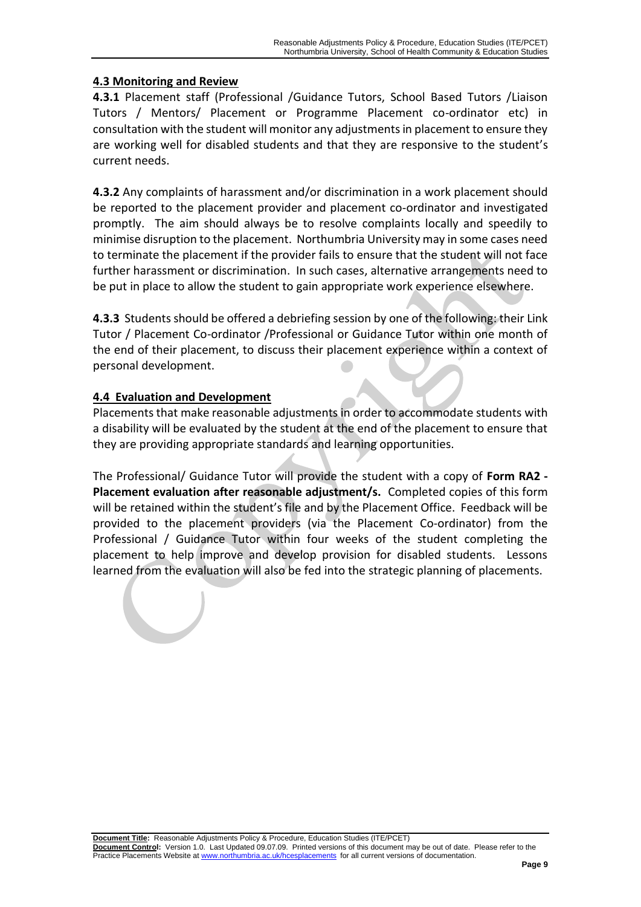## 4.3 Monitoring and Review

**4.3.1** Placement staff (Professional /Guidance Tutors, School Based Tutors /Liaison Tutors / Mentors/ Placement or Programme Placement co-ordinator etc) in consultation with the student will monitor any adjustments in placement to ensure they are working well for disabled students and that they are responsive to the student's current needs.

**4.3.2** Any complaints of harassment and/or discrimination in a work placement should be reported to the placement provider and placement co-ordinator and investigated promptly. The aim should always be to resolve complaints locally and speedily to minimise disruption to the placement. Northumbria University may in some cases need to terminate the placement if the provider fails to ensure that the student will not face further harassment or discrimination. In such cases, alternative arrangements need to be put in place to allow the student to gain appropriate work experience elsewhere.

**4.3.3** Students should be offered a debriefing session by one of the following: their Link Tutor / Placement Co-ordinator /Professional or Guidance Tutor within one month of the end of their placement, to discuss their placement experience within a context of personal development.

## 4.4 Evaluation and Development

Placements that make reasonable adjustments in order to accommodate students with a disability will be evaluated by the student at the end of the placement to ensure that they are providing appropriate standards and learning opportunities.

The Professional/ Guidance Tutor will provide the student with a copy of **Form RA2 - Placement evaluation after reasonable adjustment/s.** Completed copies of this form will be retained within the student's file and by the Placement Office. Feedback will be provided to the placement providers (via the Placement Co-ordinator) from the Professional / Guidance Tutor within four weeks of the student completing the placement to help improve and develop provision for disabled students. Lessons learned from the evaluation will also be fed into the strategic planning of placements.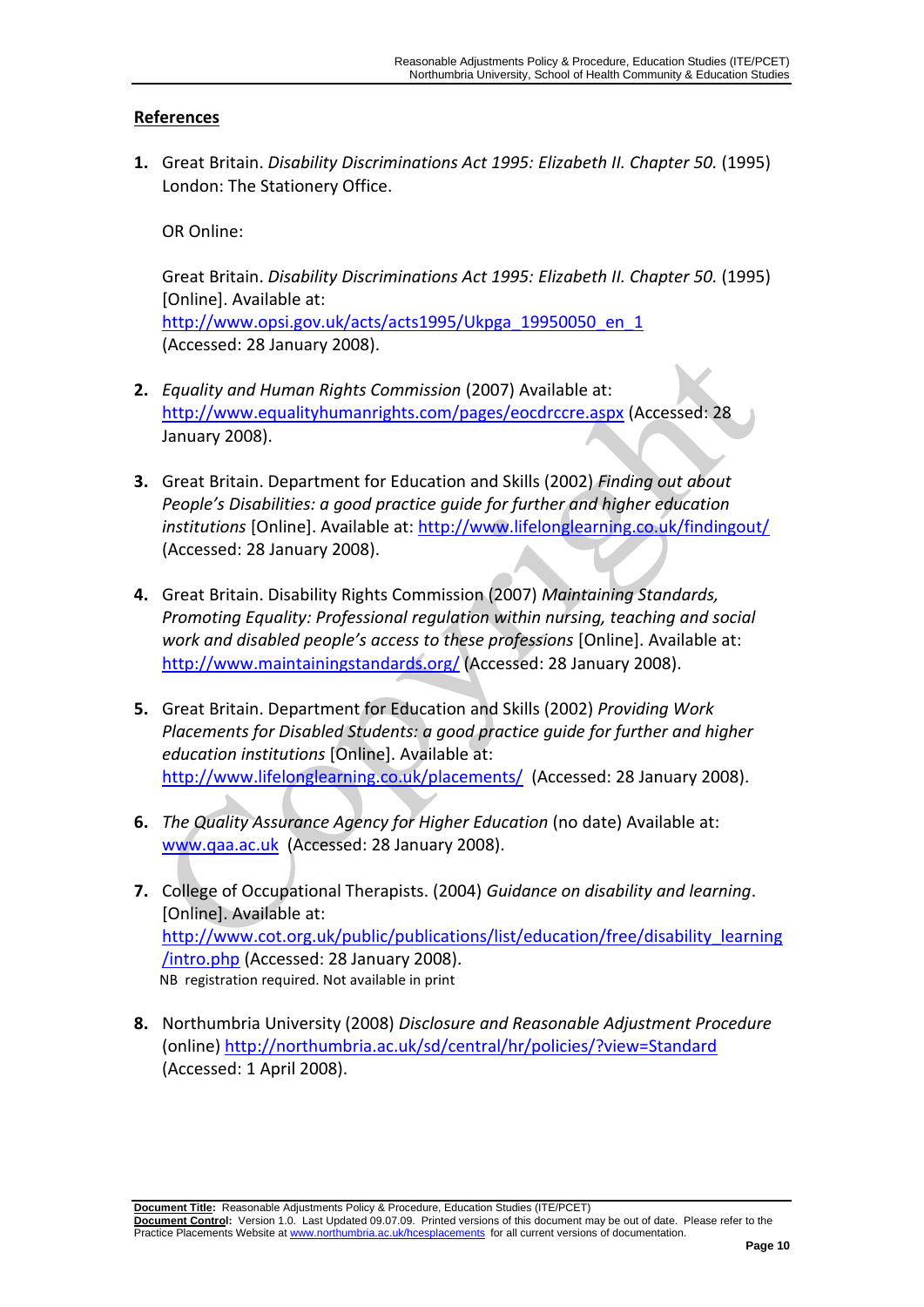**References**

1. Great Britain. *Disability Discriminations Act 1995: Elizabeth II. Chapter 50.* (1995) London: The Stationery Office.

   OR Online:

   Great Britain. *Disability Discriminations Act 1995: Elizabeth II. Chapter 50.* (1995) [Online]. Available at: http://www.opsi.gov.uk/acts/acts1995/Ukpga_19950050_en_1 (Accessed: 28 January 2008).

2. *Equality and Human Rights Commission* (2007) Available at: http://www.equalityhumanrights.com/pages/eocdrccre.aspx (Accessed: 28 January 2008).

3. Great Britain. Department for Education and Skills (2002) *Finding out about People's Disabilities: a good practice guide for further and higher education institutions* [Online]. Available at: http://www.lifelonglearning.co.uk/findingout/ (Accessed: 28 January 2008).

4. Great Britain. Disability Rights Commission (2007) *Maintaining Standards, Promoting Equality: Professional regulation within nursing, teaching and social work and disabled people's access to these professions* [Online]. Available at: http://www.maintainingstandards.org/ (Accessed: 28 January 2008).

5. Great Britain. Department for Education and Skills (2002) *Providing Work Placements for Disabled Students: a good practice guide for further and higher education institutions* [Online]. Available at: http://www.lifelonglearning.co.uk/placements/ (Accessed: 28 January 2008).

6. *The Quality Assurance Agency for Higher Education* (no date) Available at: www.qaa.ac.uk (Accessed: 28 January 2008).

7. College of Occupational Therapists. (2004) *Guidance on disability and learning*. [Online]. Available at: http://www.cot.org.uk/public/publications/list/education/free/disability_learning/intro.php (Accessed: 28 January 2008).
   NB registration required. Not available in print

8. Northumbria University (2008) *Disclosure and Reasonable Adjustment Procedure* (online) http://northumbria.ac.uk/sd/central/hr/policies/?view=Standard (Accessed: 1 April 2008).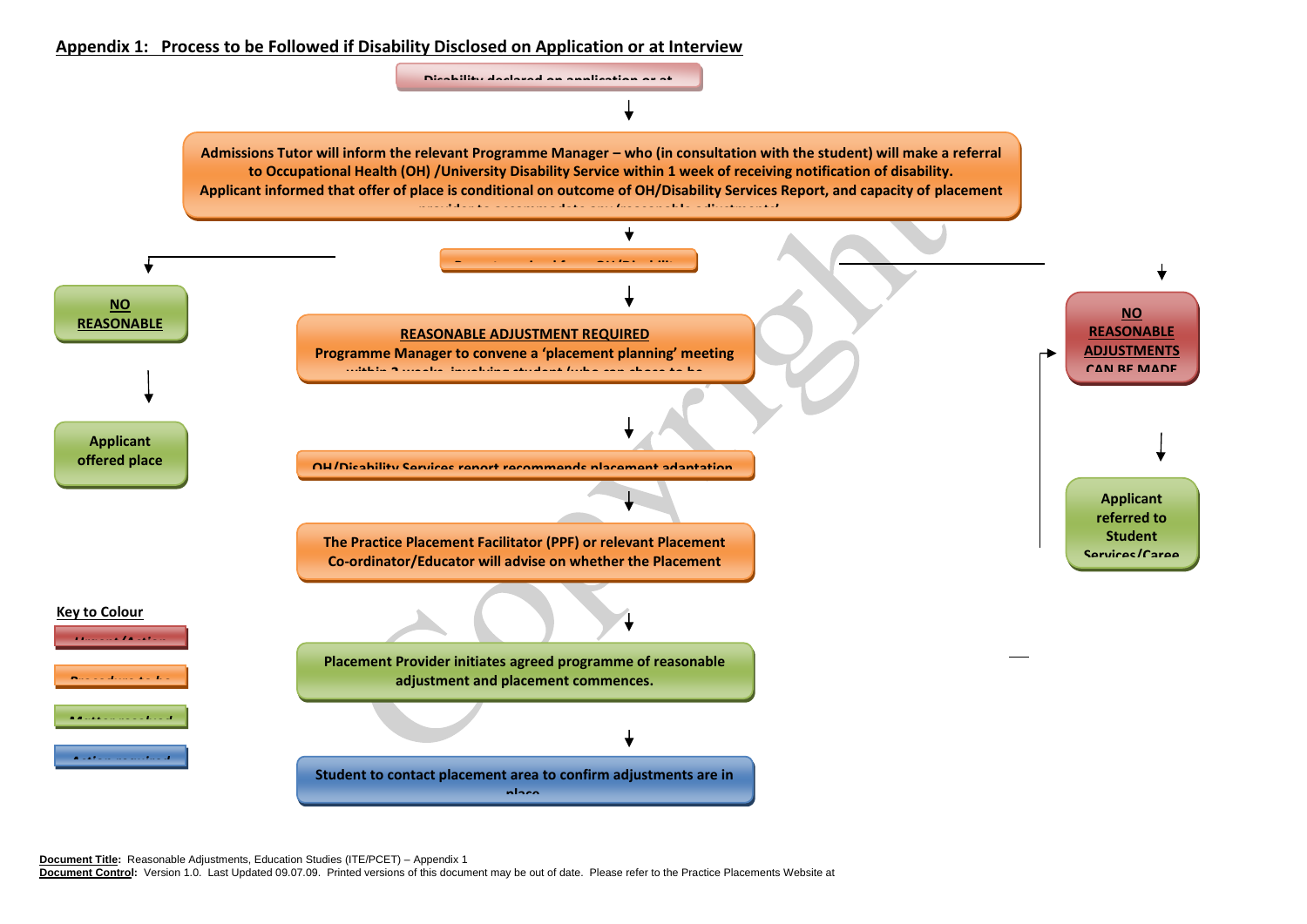## Appendix 1: Process to be Followed if Disability Disclosed on Application or at Interview

Disability declared on application or at

Admissions Tutor will inform the relevant Programme Manager – who (in consultation with the student) will make a referral to Occupational Health (OH) /University Disability Service within 1 week of receiving notification of disability. Applicant informed that offer of place is conditional on outcome of OH/Disability Services Report, and capacity of placement

**NO REASONABLE**

Applicant offered place

**REASONABLE ADJUSTMENT REQUIRED**
Programme Manager to convene a 'placement planning' meeting

OH/Disability Services report recommends placement adaptation

The Practice Placement Facilitator (PPF) or relevant Placement Co-ordinator/Educator will advise on whether the Placement

Placement Provider initiates agreed programme of reasonable adjustment and placement commences.

Student to contact placement area to confirm adjustments are in place

**NO REASONABLE ADJUSTMENTS CAN BE MADE**

Applicant referred to Student Services/Caree

**Key to Colour**

**Document Title:** Reasonable Adjustments, Education Studies (ITE/PCET) – Appendix 1
**Document Control:** Version 1.0. Last Updated 09.07.09. Printed versions of this document may be out of date. Please refer to the Practice Placements Website at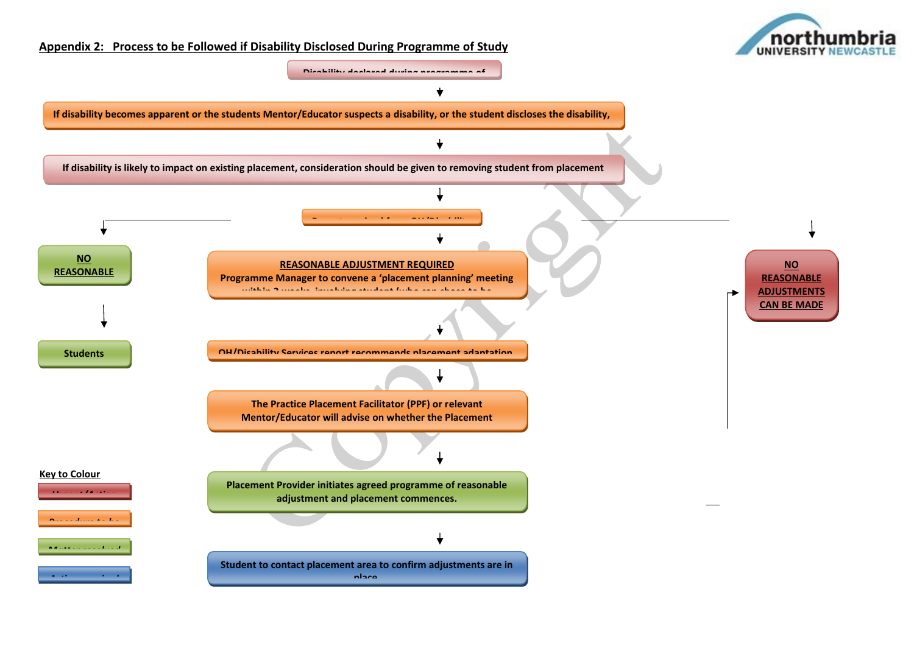## Appendix 2: Process to be Followed if Disability Disclosed During Programme of Study

Disability declared during programme of

If disability becomes apparent or the students Mentor/Educator suspects a disability, or the student discloses the disability,

If disability is likely to impact on existing placement, consideration should be given to removing student from placement

**NO REASONABLE**

Students

**REASONABLE ADJUSTMENT REQUIRED**
Programme Manager to convene a 'placement planning' meeting within 2 weeks, involving student (who can chose to be

OH/Disability Services report recommends placement adaptation

The Practice Placement Facilitator (PPF) or relevant Mentor/Educator will advise on whether the Placement

Placement Provider initiates agreed programme of reasonable adjustment and placement commences.

Student to contact placement area to confirm adjustments are in place

**NO REASONABLE ADJUSTMENTS CAN BE MADE**

Key to Colour

- Urgent/Action
- Procedure to be
- Matter resolved
- Action required